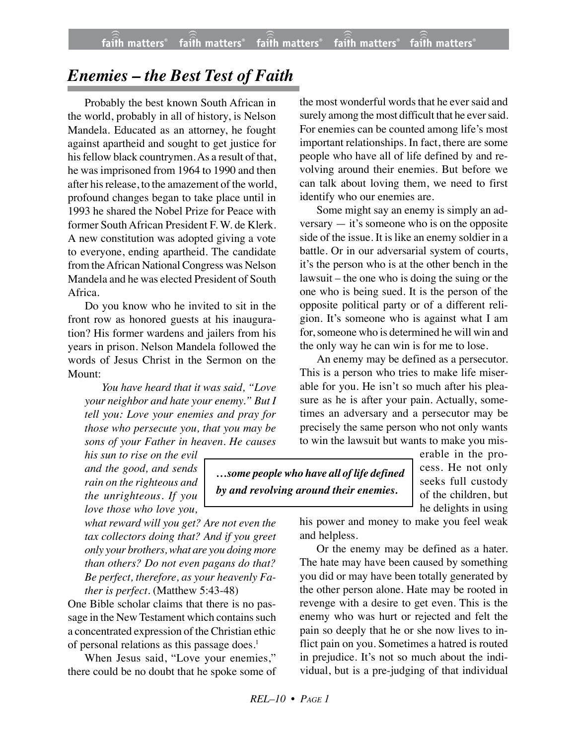# *Enemies – the Best Test of Faith*

Probably the best known South African in the world, probably in all of history, is Nelson Mandela. Educated as an attorney, he fought against apartheid and sought to get justice for his fellow black countrymen. As a result of that, he was imprisoned from 1964 to 1990 and then after his release, to the amazement of the world, profound changes began to take place until in 1993 he shared the Nobel Prize for Peace with former South African President F. W. de Klerk. A new constitution was adopted giving a vote to everyone, ending apartheid. The candidate from the African National Congress was Nelson Mandela and he was elected President of South Africa.

Do you know who he invited to sit in the front row as honored guests at his inauguration? His former wardens and jailers from his years in prison. Nelson Mandela followed the words of Jesus Christ in the Sermon on the Mount:

> *You have heard that it was said, "Love your neighbor and hate your enemy." But I tell you: Love your enemies and pray for those who persecute you, that you may be sons of your Father in heaven. He causes his sun to rise on the evil and the good, and sends rain on the righteous and the unrighteous. If you love those who love you, what reward will you get? Are not even the tax collectors doing that? And if you greet only your brothers, what are you doing more than others? Do not even pagans do that? Be perfect, therefore, as your heavenly Father is perfect.* (Matthew 5:43-48)

One Bible scholar claims that there is no passage in the New Testament which contains such a concentrated expression of the Christian ethic of personal relations as this passage does.[1]

When Jesus said, "Love your enemies," there could be no doubt that he spoke some of the most wonderful words that he ever said and surely among the most difficult that he ever said. For enemies can be counted among life's most important relationships. In fact, there are some people who have all of life defined by and revolving around their enemies. But before we can talk about loving them, we need to first identify who our enemies are.

Some might say an enemy is simply an adversary — it's someone who is on the opposite side of the issue. It is like an enemy soldier in a battle. Or in our adversarial system of courts, it's the person who is at the other bench in the lawsuit – the one who is doing the suing or the one who is being sued. It is the person of the opposite political party or of a different religion. It's someone who is against what I am for, someone who is determined he will win and the only way he can win is for me to lose.

An enemy may be defined as a persecutor. This is a person who tries to make life miserable for you. He isn't so much after his pleasure as he is after your pain. Actually, sometimes an adversary and a persecutor may be precisely the same person who not only wants to win the lawsuit but wants to make you miserable in the process. He not only seeks full custody of the children, but he delights in using his power and money to make you feel weak and helpless.

> ***…some people who have all of life defined by and revolving around their enemies.***

Or the enemy may be defined as a hater. The hate may have been caused by something you did or may have been totally generated by the other person alone. Hate may be rooted in revenge with a desire to get even. This is the enemy who was hurt or rejected and felt the pain so deeply that he or she now lives to inflict pain on you. Sometimes a hatred is routed in prejudice. It's not so much about the individual, but is a pre-judging of that individual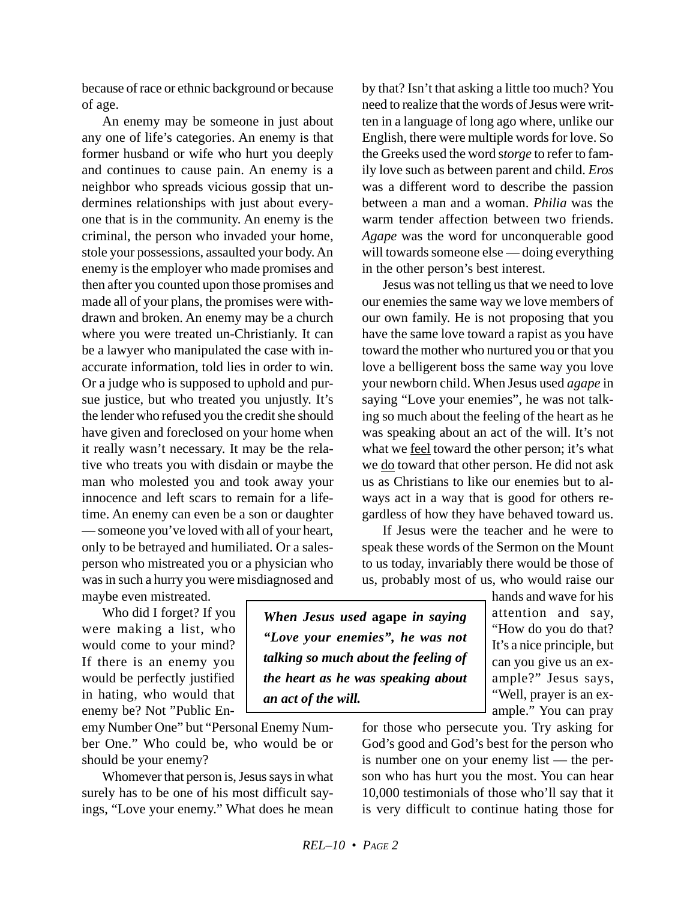because of race or ethnic background or because of age.

An enemy may be someone in just about any one of life's categories. An enemy is that former husband or wife who hurt you deeply and continues to cause pain. An enemy is a neighbor who spreads vicious gossip that undermines relationships with just about everyone that is in the community. An enemy is the criminal, the person who invaded your home, stole your possessions, assaulted your body. An enemy is the employer who made promises and then after you counted upon those promises and made all of your plans, the promises were withdrawn and broken. An enemy may be a church where you were treated un-Christianly. It can be a lawyer who manipulated the case with inaccurate information, told lies in order to win. Or a judge who is supposed to uphold and pursue justice, but who treated you unjustly. It's the lender who refused you the credit she should have given and foreclosed on your home when it really wasn't necessary. It may be the relative who treats you with disdain or maybe the man who molested you and took away your innocence and left scars to remain for a lifetime. An enemy can even be a son or daughter — someone you've loved with all of your heart, only to be betrayed and humiliated. Or a salesperson who mistreated you or a physician who was in such a hurry you were misdiagnosed and maybe even mistreated.

Who did I forget? If you were making a list, who would come to your mind? If there is an enemy you would be perfectly justified in hating, who would that enemy be? Not "Public Enemy Number One" but "Personal Enemy Number One." Who could be, who would be or should be your enemy?

Whomever that person is, Jesus says in what surely has to be one of his most difficult sayings, "Love your enemy." What does he mean by that? Isn't that asking a little too much? You need to realize that the words of Jesus were written in a language of long ago where, unlike our English, there were multiple words for love. So the Greeks used the word s*torge* to refer to family love such as between parent and child. *Eros* was a different word to describe the passion between a man and a woman. *Philia* was the warm tender affection between two friends. *Agape* was the word for unconquerable good will towards someone else — doing everything in the other person's best interest.

Jesus was not telling us that we need to love our enemies the same way we love members of our own family. He is not proposing that you have the same love toward a rapist as you have toward the mother who nurtured you or that you love a belligerent boss the same way you love your newborn child. When Jesus used *agape* in saying "Love your enemies", he was not talking so much about the feeling of the heart as he was speaking about an act of the will. It's not what we <u>feel</u> toward the other person; it's what we <u>do</u> toward that other person. He did not ask us as Christians to like our enemies but to always act in a way that is good for others regardless of how they have behaved toward us.

> ***When Jesus used* agape *in saying "Love your enemies", he was not talking so much about the feeling of the heart as he was speaking about an act of the will.***

If Jesus were the teacher and he were to speak these words of the Sermon on the Mount to us today, invariably there would be those of us, probably most of us, who would raise our hands and wave for his attention and say, "How do you do that? It's a nice principle, but can you give us an example?" Jesus says, "Well, prayer is an example." You can pray for those who persecute you. Try asking for God's good and God's best for the person who is number one on your enemy list — the person who has hurt you the most. You can hear 10,000 testimonials of those who'll say that it is very difficult to continue hating those for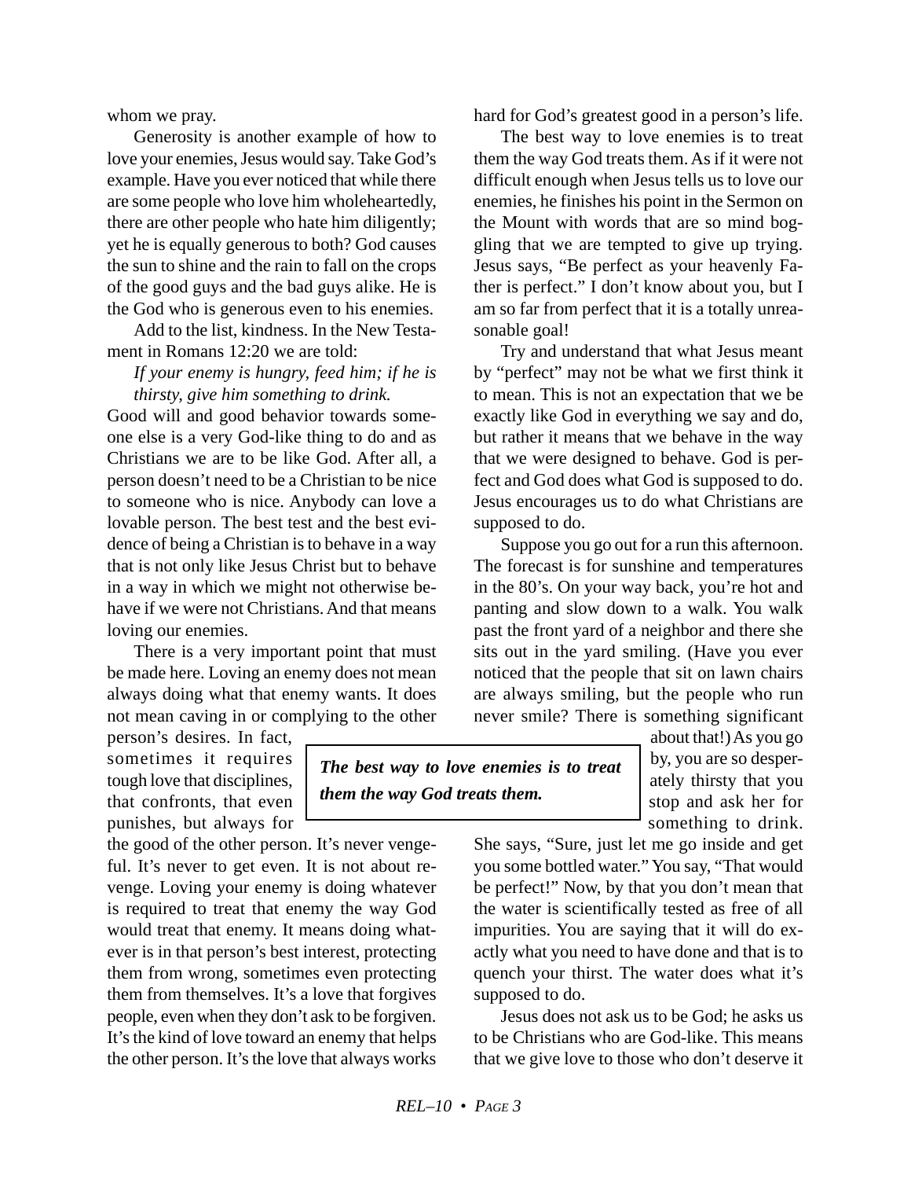whom we pray.

Generosity is another example of how to love your enemies, Jesus would say. Take God's example. Have you ever noticed that while there are some people who love him wholeheartedly, there are other people who hate him diligently; yet he is equally generous to both? God causes the sun to shine and the rain to fall on the crops of the good guys and the bad guys alike. He is the God who is generous even to his enemies.

Add to the list, kindness. In the New Testament in Romans 12:20 we are told:

*If your enemy is hungry, feed him; if he is thirsty, give him something to drink.*

Good will and good behavior towards someone else is a very God-like thing to do and as Christians we are to be like God. After all, a person doesn't need to be a Christian to be nice to someone who is nice. Anybody can love a lovable person. The best test and the best evidence of being a Christian is to behave in a way that is not only like Jesus Christ but to behave in a way in which we might not otherwise behave if we were not Christians. And that means loving our enemies.

There is a very important point that must be made here. Loving an enemy does not mean always doing what that enemy wants. It does not mean caving in or complying to the other person's desires. In fact, sometimes it requires tough love that disciplines, that confronts, that even punishes, but always for the good of the other person. It's never vengeful. It's never to get even. It is not about revenge. Loving your enemy is doing whatever is required to treat that enemy the way God would treat that enemy. It means doing whatever is in that person's best interest, protecting them from wrong, sometimes even protecting them from themselves. It's a love that forgives people, even when they don't ask to be forgiven. It's the kind of love toward an enemy that helps the other person. It's the love that always works hard for God's greatest good in a person's life.

The best way to love enemies is to treat them the way God treats them. As if it were not difficult enough when Jesus tells us to love our enemies, he finishes his point in the Sermon on the Mount with words that are so mind boggling that we are tempted to give up trying. Jesus says, "Be perfect as your heavenly Father is perfect." I don't know about you, but I am so far from perfect that it is a totally unreasonable goal!

Try and understand that what Jesus meant by "perfect" may not be what we first think it to mean. This is not an expectation that we be exactly like God in everything we say and do, but rather it means that we behave in the way that we were designed to behave. God is perfect and God does what God is supposed to do. Jesus encourages us to do what Christians are supposed to do.

Suppose you go out for a run this afternoon. The forecast is for sunshine and temperatures in the 80's. On your way back, you're hot and panting and slow down to a walk. You walk past the front yard of a neighbor and there she sits out in the yard smiling. (Have you ever noticed that the people that sit on lawn chairs are always smiling, but the people who run never smile? There is something significant about that!) As you go by, you are so desperately thirsty that you stop and ask her for something to drink.

> ***The best way to love enemies is to treat them the way God treats them.***

She says, "Sure, just let me go inside and get you some bottled water." You say, "That would be perfect!" Now, by that you don't mean that the water is scientifically tested as free of all impurities. You are saying that it will do exactly what you need to have done and that is to quench your thirst. The water does what it's supposed to do.

Jesus does not ask us to be God; he asks us to be Christians who are God-like. This means that we give love to those who don't deserve it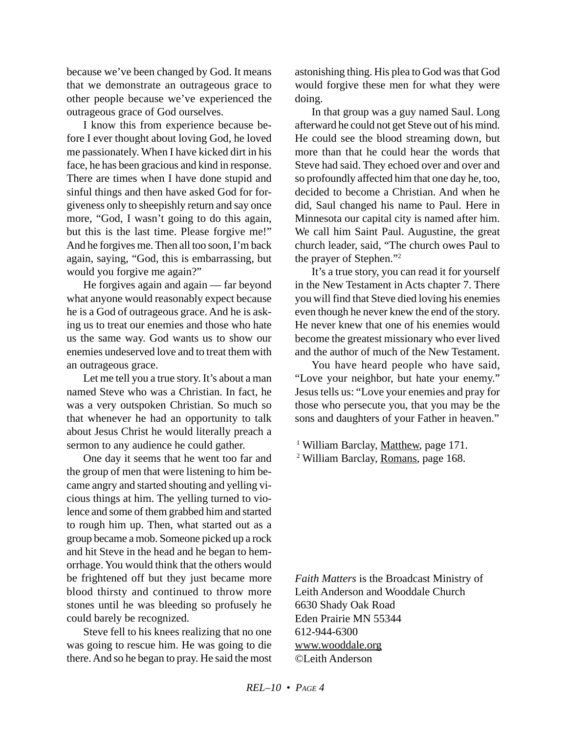because we've been changed by God. It means that we demonstrate an outrageous grace to other people because we've experienced the outrageous grace of God ourselves.

I know this from experience because before I ever thought about loving God, he loved me passionately. When I have kicked dirt in his face, he has been gracious and kind in response. There are times when I have done stupid and sinful things and then have asked God for forgiveness only to sheepishly return and say once more, "God, I wasn't going to do this again, but this is the last time. Please forgive me!" And he forgives me. Then all too soon, I'm back again, saying, "God, this is embarrassing, but would you forgive me again?"

He forgives again and again — far beyond what anyone would reasonably expect because he is a God of outrageous grace. And he is asking us to treat our enemies and those who hate us the same way. God wants us to show our enemies undeserved love and to treat them with an outrageous grace.

Let me tell you a true story. It's about a man named Steve who was a Christian. In fact, he was a very outspoken Christian. So much so that whenever he had an opportunity to talk about Jesus Christ he would literally preach a sermon to any audience he could gather.

One day it seems that he went too far and the group of men that were listening to him became angry and started shouting and yelling vicious things at him. The yelling turned to violence and some of them grabbed him and started to rough him up. Then, what started out as a group became a mob. Someone picked up a rock and hit Steve in the head and he began to hemorrhage. You would think that the others would be frightened off but they just became more blood thirsty and continued to throw more stones until he was bleeding so profusely he could barely be recognized.

Steve fell to his knees realizing that no one was going to rescue him. He was going to die there. And so he began to pray. He said the most astonishing thing. His plea to God was that God would forgive these men for what they were doing.

In that group was a guy named Saul. Long afterward he could not get Steve out of his mind. He could see the blood streaming down, but more than that he could hear the words that Steve had said. They echoed over and over and so profoundly affected him that one day he, too, decided to become a Christian. And when he did, Saul changed his name to Paul. Here in Minnesota our capital city is named after him. We call him Saint Paul. Augustine, the great church leader, said, "The church owes Paul to the prayer of Stephen."[2]

It's a true story, you can read it for yourself in the New Testament in Acts chapter 7. There you will find that Steve died loving his enemies even though he never knew the end of the story. He never knew that one of his enemies would become the greatest missionary who ever lived and the author of much of the New Testament.

You have heard people who have said, "Love your neighbor, but hate your enemy." Jesus tells us: "Love your enemies and pray for those who persecute you, that you may be the sons and daughters of your Father in heaven."

[1] William Barclay, Matthew, page 171.
[2] William Barclay, Romans, page 168.

*Faith Matters* is the Broadcast Ministry of
Leith Anderson and Wooddale Church
6630 Shady Oak Road
Eden Prairie MN 55344
612-944-6300
www.wooddale.org
©Leith Anderson